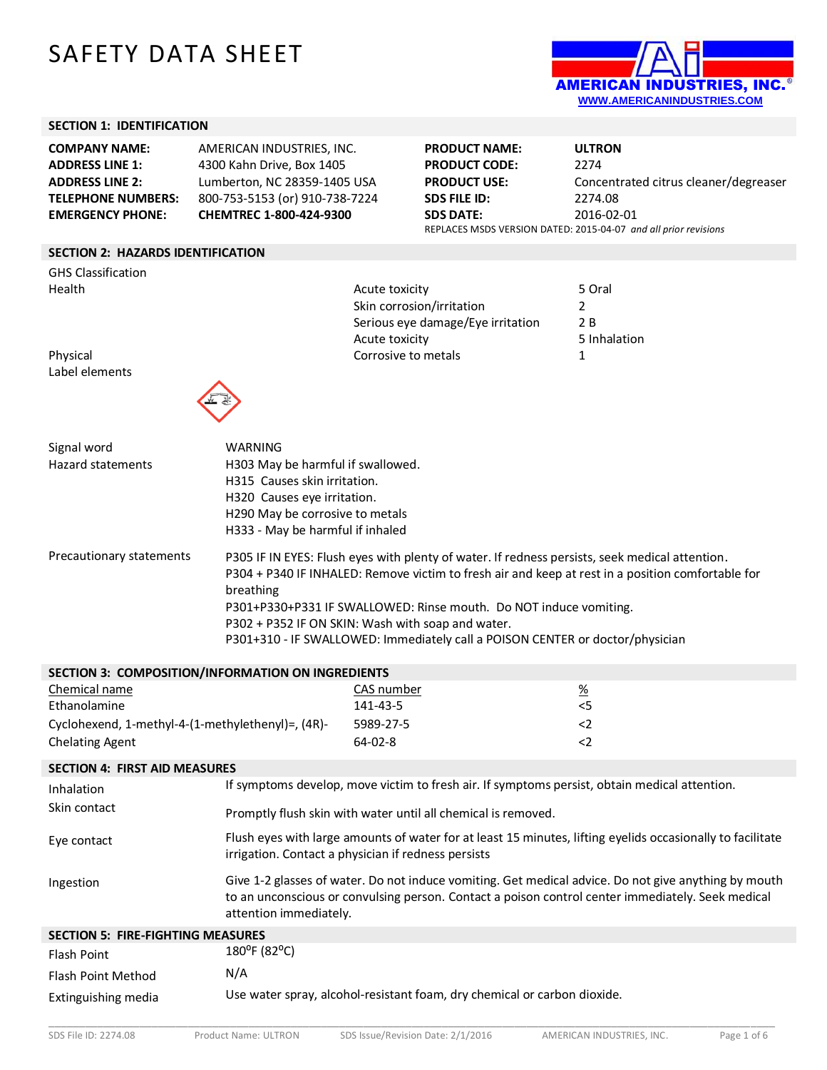# SAFETY DATA SHEET

AMERICAN INDUSTRIES, INC.®
WWW.AMERICANINDUSTRIES.COM

## SECTION 1: IDENTIFICATION

| | | | |
|---|---|---|---|
| **COMPANY NAME:** | AMERICAN INDUSTRIES, INC. | **PRODUCT NAME:** | **ULTRON** |
| **ADDRESS LINE 1:** | 4300 Kahn Drive, Box 1405 | **PRODUCT CODE:** | 2274 |
| **ADDRESS LINE 2:** | Lumberton, NC 28359-1405 USA | **PRODUCT USE:** | Concentrated citrus cleaner/degreaser |
| **TELEPHONE NUMBERS:** | 800-753-5153 (or) 910-738-7224 | **SDS FILE ID:** | 2274.08 |
| **EMERGENCY PHONE:** | **CHEMTREC 1-800-424-9300** | **SDS DATE:** | 2016-02-01 |

REPLACES MSDS VERSION DATED: 2015-04-07 *and all prior revisions*

## SECTION 2: HAZARDS IDENTIFICATION

GHS Classification

| | | |
|---|---|---|
| Health | Acute toxicity | 5 Oral |
| | Skin corrosion/irritation | 2 |
| | Serious eye damage/Eye irritation | 2 B |
| | Acute toxicity | 5 Inhalation |
| Physical | Corrosive to metals | 1 |

Label elements

Signal word: WARNING

Hazard statements:
- H303 May be harmful if swallowed.
- H315 Causes skin irritation.
- H320 Causes eye irritation.
- H290 May be corrosive to metals
- H333 - May be harmful if inhaled

Precautionary statements:
- P305 IF IN EYES: Flush eyes with plenty of water. If redness persists, seek medical attention.
- P304 + P340 IF INHALED: Remove victim to fresh air and keep at rest in a position comfortable for breathing
- P301+P330+P331 IF SWALLOWED: Rinse mouth. Do NOT induce vomiting.
- P302 + P352 IF ON SKIN: Wash with soap and water.
- P301+310 - IF SWALLOWED: Immediately call a POISON CENTER or doctor/physician

## SECTION 3: COMPOSITION/INFORMATION ON INGREDIENTS

| Chemical name | CAS number | % |
|---|---|---|
| Ethanolamine | 141-43-5 | <5 |
| Cyclohexend, 1-methyl-4-(1-methylethenyl)=, (4R)- | 5989-27-5 | <2 |
| Chelating Agent | 64-02-8 | <2 |

## SECTION 4: FIRST AID MEASURES

| | |
|---|---|
| Inhalation | If symptoms develop, move victim to fresh air. If symptoms persist, obtain medical attention. |
| Skin contact | Promptly flush skin with water until all chemical is removed. |
| Eye contact | Flush eyes with large amounts of water for at least 15 minutes, lifting eyelids occasionally to facilitate irrigation. Contact a physician if redness persists |
| Ingestion | Give 1-2 glasses of water. Do not induce vomiting. Get medical advice. Do not give anything by mouth to an unconscious or convulsing person. Contact a poison control center immediately. Seek medical attention immediately. |

## SECTION 5: FIRE-FIGHTING MEASURES

| | |
|---|---|
| Flash Point | 180°F (82°C) |
| Flash Point Method | N/A |
| Extinguishing media | Use water spray, alcohol-resistant foam, dry chemical or carbon dioxide. |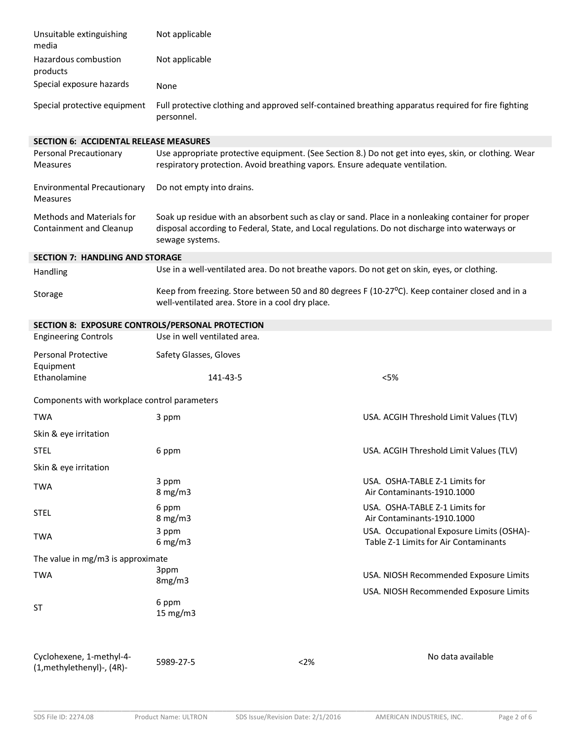| | |
|---|---|
| Unsuitable extinguishing media | Not applicable |
| Hazardous combustion products | Not applicable |
| Special exposure hazards | None |
| Special protective equipment | Full protective clothing and approved self-contained breathing apparatus required for fire fighting personnel. |

## SECTION 6: ACCIDENTAL RELEASE MEASURES

| | |
|---|---|
| Personal Precautionary Measures | Use appropriate protective equipment. (See Section 8.) Do not get into eyes, skin, or clothing. Wear respiratory protection. Avoid breathing vapors. Ensure adequate ventilation. |
| Environmental Precautionary Measures | Do not empty into drains. |
| Methods and Materials for Containment and Cleanup | Soak up residue with an absorbent such as clay or sand. Place in a nonleaking container for proper disposal according to Federal, State, and Local regulations. Do not discharge into waterways or sewage systems. |

## SECTION 7: HANDLING AND STORAGE

| | |
|---|---|
| Handling | Use in a well-ventilated area. Do not breathe vapors. Do not get on skin, eyes, or clothing. |
| Storage | Keep from freezing. Store between 50 and 80 degrees F (10-27ºC). Keep container closed and in a well-ventilated area. Store in a cool dry place. |

## SECTION 8: EXPOSURE CONTROLS/PERSONAL PROTECTION

| | |
|---|---|
| Engineering Controls | Use in well ventilated area. |
| Personal Protective Equipment | Safety Glasses, Gloves |

| | | |
|---|---|---|
| Ethanolamine | 141-43-5 | <5% |

Components with workplace control parameters

| | | |
|---|---|---|
| TWA | 3 ppm | USA. ACGIH Threshold Limit Values (TLV) |
| Skin & eye irritation | | |
| STEL | 6 ppm | USA. ACGIH Threshold Limit Values (TLV) |
| Skin & eye irritation | | |
| TWA | 3 ppm<br>8 mg/m3 | USA. OSHA-TABLE Z-1 Limits for Air Contaminants-1910.1000 |
| STEL | 6 ppm<br>8 mg/m3 | USA. OSHA-TABLE Z-1 Limits for Air Contaminants-1910.1000 |
| TWA | 3 ppm<br>6 mg/m3 | USA. Occupational Exposure Limits (OSHA)- Table Z-1 Limits for Air Contaminants |
| The value in mg/m3 is approximate | | |
| TWA | 3ppm<br>8mg/m3 | USA. NIOSH Recommended Exposure Limits |
| ST | 6 ppm<br>15 mg/m3 | USA. NIOSH Recommended Exposure Limits |

| | | | |
|---|---|---|---|
| Cyclohexene, 1-methyl-4-(1,methylethenyl)-, (4R)- | 5989-27-5 | <2% | No data available |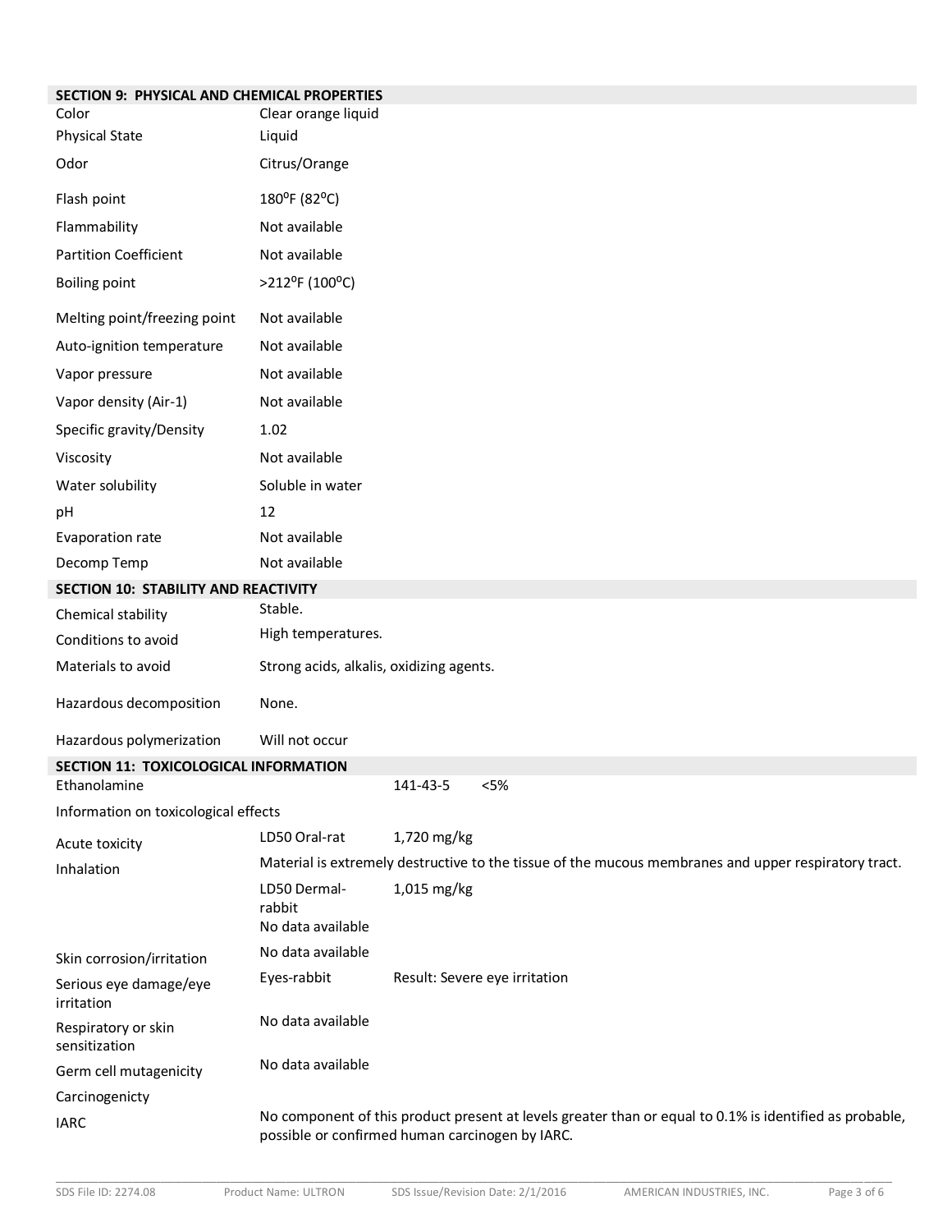## SECTION 9: PHYSICAL AND CHEMICAL PROPERTIES

| | |
|---|---|
| Color | Clear orange liquid |
| Physical State | Liquid |
| Odor | Citrus/Orange |
| Flash point | 180⁰F (82⁰C) |
| Flammability | Not available |
| Partition Coefficient | Not available |
| Boiling point | >212⁰F (100⁰C) |
| Melting point/freezing point | Not available |
| Auto-ignition temperature | Not available |
| Vapor pressure | Not available |
| Vapor density (Air-1) | Not available |
| Specific gravity/Density | 1.02 |
| Viscosity | Not available |
| Water solubility | Soluble in water |
| pH | 12 |
| Evaporation rate | Not available |
| Decomp Temp | Not available |

## SECTION 10: STABILITY AND REACTIVITY

| | |
|---|---|
| Chemical stability | Stable. |
| Conditions to avoid | High temperatures. |
| Materials to avoid | Strong acids, alkalis, oxidizing agents. |
| Hazardous decomposition | None. |
| Hazardous polymerization | Will not occur |

## SECTION 11: TOXICOLOGICAL INFORMATION

| | | | |
|---|---|---|---|
| Ethanolamine | | 141-43-5 | <5% |

Information on toxicological effects

| | | |
|---|---|---|
| Acute toxicity | LD50 Oral-rat | 1,720 mg/kg |
| Inhalation | Material is extremely destructive to the tissue of the mucous membranes and upper respiratory tract. | |
| | LD50 Dermal-rabbit | 1,015 mg/kg |
| | No data available | |
| Skin corrosion/irritation | No data available | |
| Serious eye damage/eye irritation | Eyes-rabbit | Result: Severe eye irritation |
| Respiratory or skin sensitization | No data available | |
| Germ cell mutagenicity | No data available | |
| Carcinogenicity | | |
| IARC | No component of this product present at levels greater than or equal to 0.1% is identified as probable, possible or confirmed human carcinogen by IARC. | |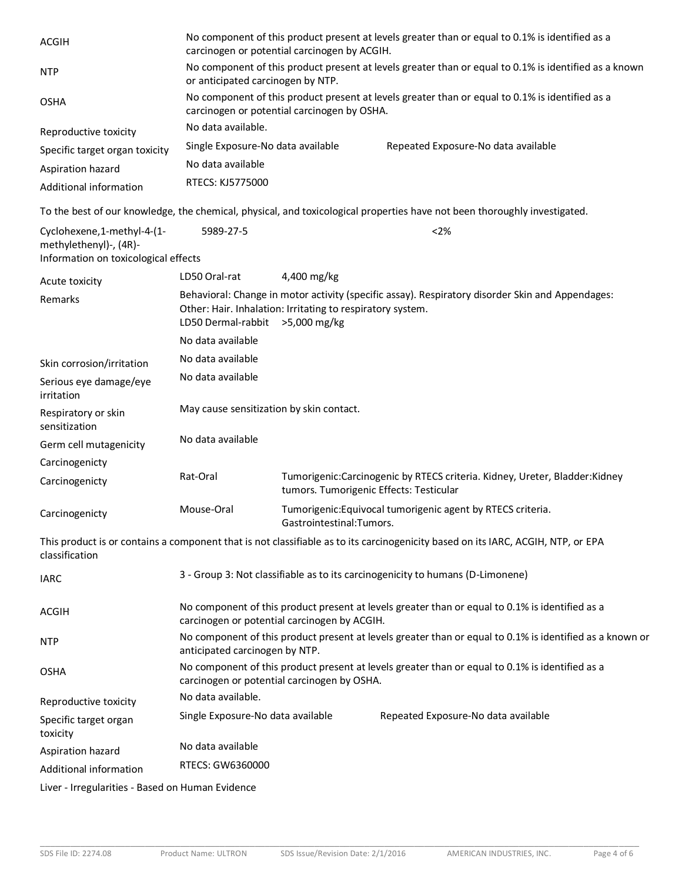| | |
|---|---|
| ACGIH | No component of this product present at levels greater than or equal to 0.1% is identified as a carcinogen or potential carcinogen by ACGIH. |
| NTP | No component of this product present at levels greater than or equal to 0.1% is identified as a known or anticipated carcinogen by NTP. |
| OSHA | No component of this product present at levels greater than or equal to 0.1% is identified as a carcinogen or potential carcinogen by OSHA. |
| Reproductive toxicity | No data available. |
| Specific target organ toxicity | Single Exposure-No data available     Repeated Exposure-No data available |
| Aspiration hazard | No data available |
| Additional information | RTECS: KJ5775000 |

To the best of our knowledge, the chemical, physical, and toxicological properties have not been thoroughly investigated.

| | | |
|---|---|---|
| Cyclohexene,1-methyl-4-(1-methylethenyl)-, (4R)- | 5989-27-5 | <2% |

Information on toxicological effects

| | | |
|---|---|---|
| Acute toxicity | LD50 Oral-rat | 4,400 mg/kg |
| Remarks | Behavioral: Change in motor activity (specific assay). Respiratory disorder Skin and Appendages: Other: Hair. Inhalation: Irritating to respiratory system. | |
| | LD50 Dermal-rabbit | >5,000 mg/kg |
| | No data available | |
| Skin corrosion/irritation | No data available | |
| Serious eye damage/eye irritation | No data available | |
| Respiratory or skin sensitization | May cause sensitization by skin contact. | |
| Germ cell mutagenicity | No data available | |
| Carcinogenicity | | |
| Carcinogenicity | Rat-Oral | Tumorigenic:Carcinogenic by RTECS criteria. Kidney, Ureter, Bladder:Kidney tumors. Tumorigenic Effects: Testicular |
| Carcinogenicity | Mouse-Oral | Tumorigenic:Equivocal tumorigenic agent by RTECS criteria. Gastrointestinal:Tumors. |

This product is or contains a component that is not classifiable as to its carcinogenicity based on its IARC, ACGIH, NTP, or EPA classification

| | |
|---|---|
| IARC | 3 - Group 3: Not classifiable as to its carcinogenicity to humans (D-Limonene) |
| ACGIH | No component of this product present at levels greater than or equal to 0.1% is identified as a carcinogen or potential carcinogen by ACGIH. |
| NTP | No component of this product present at levels greater than or equal to 0.1% is identified as a known or anticipated carcinogen by NTP. |
| OSHA | No component of this product present at levels greater than or equal to 0.1% is identified as a carcinogen or potential carcinogen by OSHA. |
| Reproductive toxicity | No data available. |
| Specific target organ toxicity | Single Exposure-No data available     Repeated Exposure-No data available |
| Aspiration hazard | No data available |
| Additional information | RTECS: GW6360000 |

Liver - Irregularities - Based on Human Evidence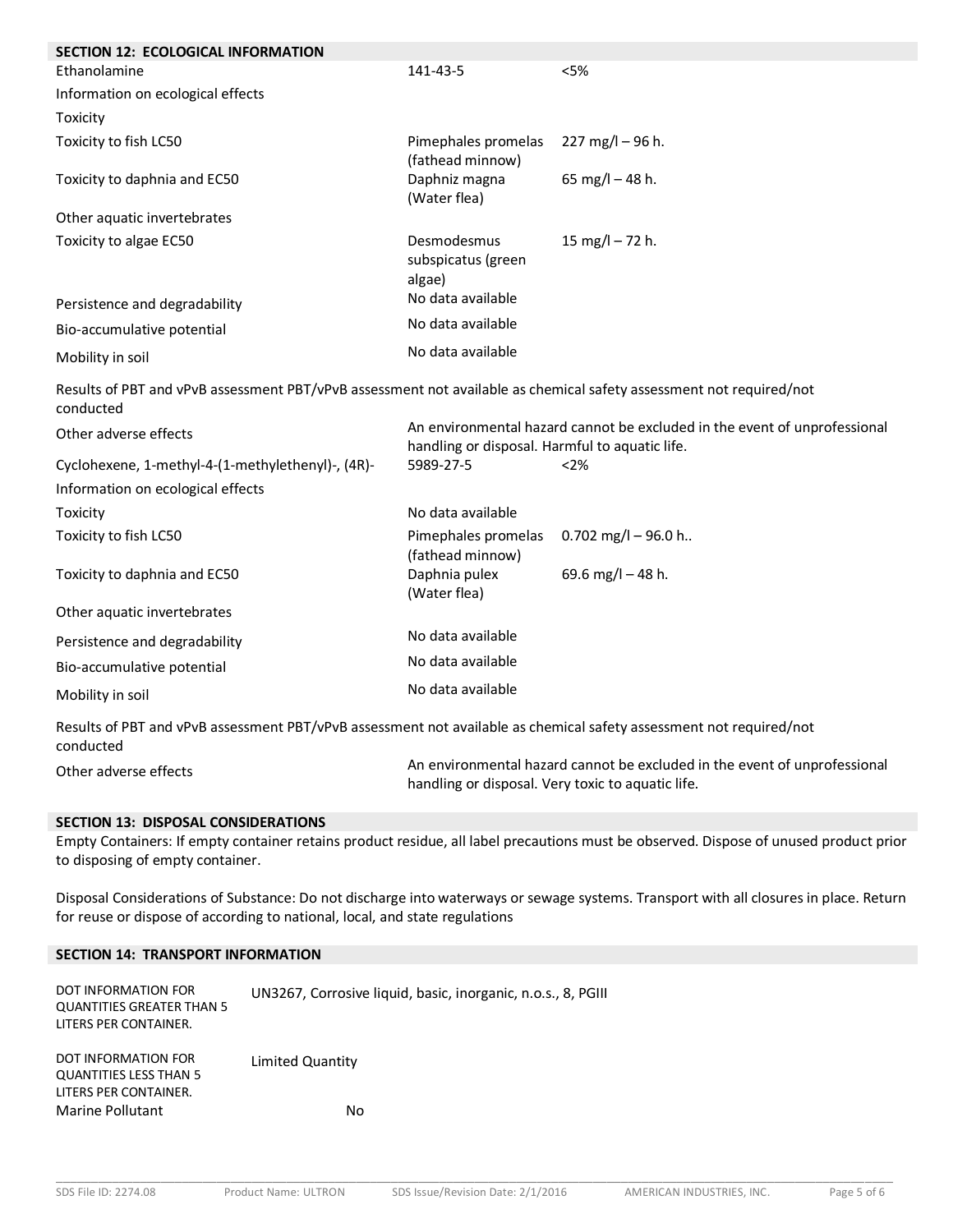## SECTION 12: ECOLOGICAL INFORMATION

| | | |
|---|---|---|
| Ethanolamine | 141-43-5 | <5% |
| Information on ecological effects | | |
| Toxicity | | |
| Toxicity to fish LC50 | Pimephales promelas (fathead minnow) | 227 mg/l – 96 h. |
| Toxicity to daphnia and EC50 | Daphniz magna (Water flea) | 65 mg/l – 48 h. |
| Other aquatic invertebrates | | |
| Toxicity to algae EC50 | Desmodesmus subspicatus (green algae) | 15 mg/l – 72 h. |
| Persistence and degradability | No data available | |
| Bio-accumulative potential | No data available | |
| Mobility in soil | No data available | |

Results of PBT and vPvB assessment PBT/vPvB assessment not available as chemical safety assessment not required/not conducted

| | |
|---|---|
| Other adverse effects | An environmental hazard cannot be excluded in the event of unprofessional handling or disposal. Harmful to aquatic life. |

| | | |
|---|---|---|
| Cyclohexene, 1-methyl-4-(1-methylethenyl)-, (4R)- | 5989-27-5 | <2% |
| Information on ecological effects | | |
| Toxicity | No data available | |
| Toxicity to fish LC50 | Pimephales promelas (fathead minnow) | 0.702 mg/l – 96.0 h.. |
| Toxicity to daphnia and EC50 | Daphnia pulex (Water flea) | 69.6 mg/l – 48 h. |
| Other aquatic invertebrates | | |
| Persistence and degradability | No data available | |
| Bio-accumulative potential | No data available | |
| Mobility in soil | No data available | |

Results of PBT and vPvB assessment PBT/vPvB assessment not available as chemical safety assessment not required/not conducted

| | |
|---|---|
| Other adverse effects | An environmental hazard cannot be excluded in the event of unprofessional handling or disposal. Very toxic to aquatic life. |

## SECTION 13: DISPOSAL CONSIDERATIONS

Empty Containers: If empty container retains product residue, all label precautions must be observed. Dispose of unused product prior to disposing of empty container.

Disposal Considerations of Substance: Do not discharge into waterways or sewage systems. Transport with all closures in place. Return for reuse or dispose of according to national, local, and state regulations

## SECTION 14: TRANSPORT INFORMATION

| | |
|---|---|
| DOT INFORMATION FOR QUANTITIES GREATER THAN 5 LITERS PER CONTAINER. | UN3267, Corrosive liquid, basic, inorganic, n.o.s., 8, PGIII |
| DOT INFORMATION FOR QUANTITIES LESS THAN 5 LITERS PER CONTAINER. | Limited Quantity |
| Marine Pollutant | No |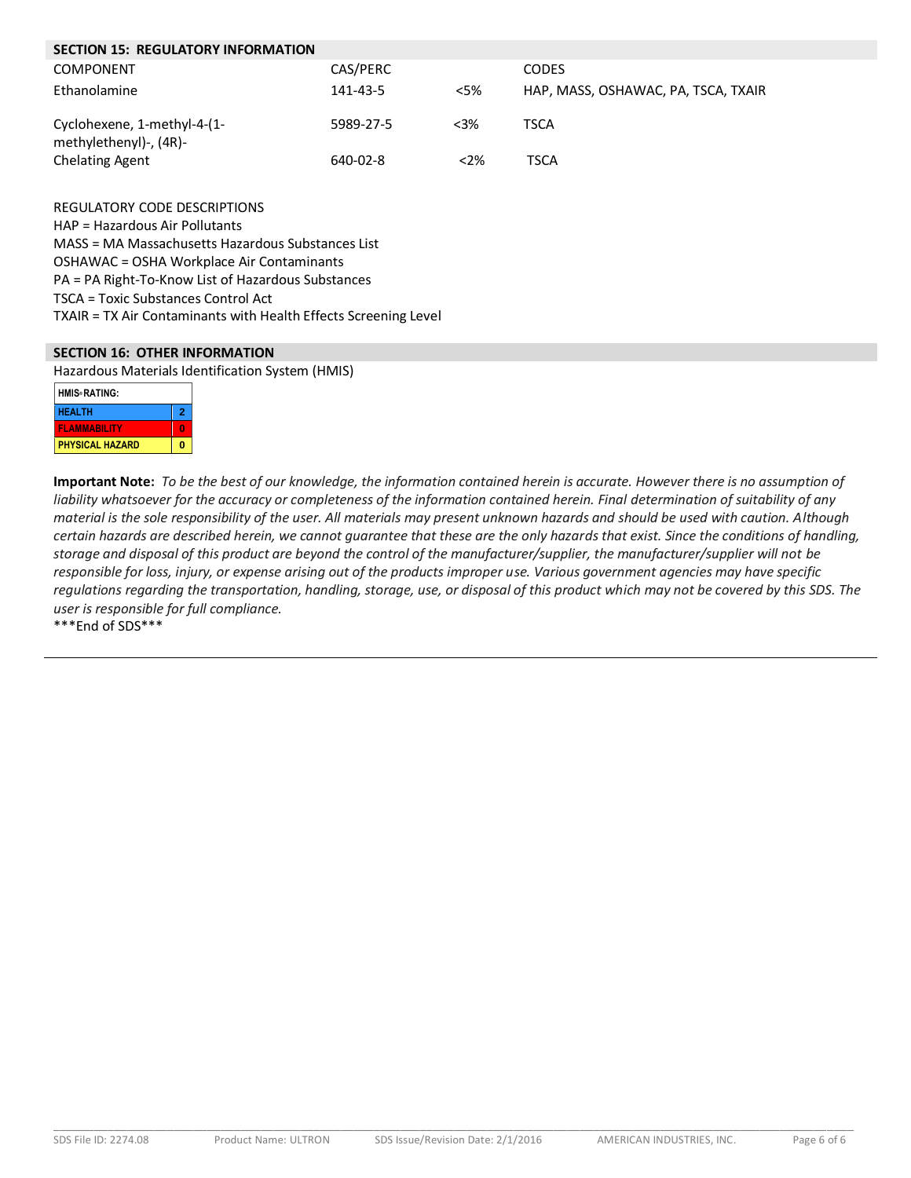## SECTION 15: REGULATORY INFORMATION

| COMPONENT | CAS/PERC | | CODES |
|---|---|---|---|
| Ethanolamine | 141-43-5 | <5% | HAP, MASS, OSHAWAC, PA, TSCA, TXAIR |
| Cyclohexene, 1-methyl-4-(1-methylethenyl)-, (4R)- | 5989-27-5 | <3% | TSCA |
| Chelating Agent | 640-02-8 | <2% | TSCA |

REGULATORY CODE DESCRIPTIONS
HAP = Hazardous Air Pollutants
MASS = MA Massachusetts Hazardous Substances List
OSHAWAC = OSHA Workplace Air Contaminants
PA = PA Right-To-Know List of Hazardous Substances
TSCA = Toxic Substances Control Act
TXAIR = TX Air Contaminants with Health Effects Screening Level

## SECTION 16: OTHER INFORMATION

Hazardous Materials Identification System (HMIS)

| HMIS® RATING: | |
|---|---|
| HEALTH | 2 |
| FLAMMABILITY | 0 |
| PHYSICAL HAZARD | 0 |

**Important Note:** *To be the best of our knowledge, the information contained herein is accurate. However there is no assumption of liability whatsoever for the accuracy or completeness of the information contained herein. Final determination of suitability of any material is the sole responsibility of the user. All materials may present unknown hazards and should be used with caution. Although certain hazards are described herein, we cannot guarantee that these are the only hazards that exist. Since the conditions of handling, storage and disposal of this product are beyond the control of the manufacturer/supplier, the manufacturer/supplier will not be responsible for loss, injury, or expense arising out of the products improper use. Various government agencies may have specific regulations regarding the transportation, handling, storage, use, or disposal of this product which may not be covered by this SDS. The user is responsible for full compliance.*

***End of SDS***